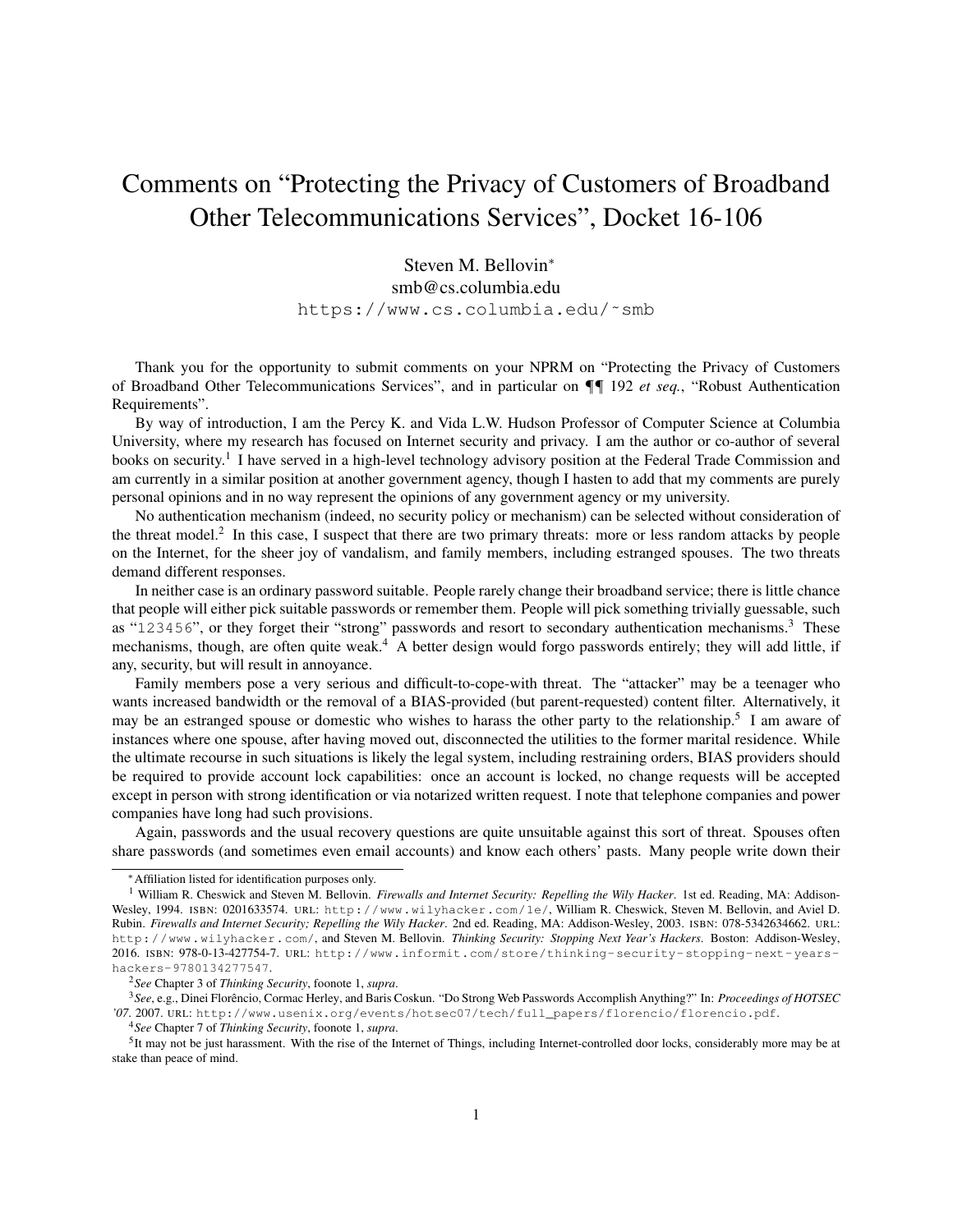# Comments on "Protecting the Privacy of Customers of Broadband Other Telecommunications Services", Docket 16-106

Steven M. Bellovin*
smb@cs.columbia.edu
https://www.cs.columbia.edu/~smb

Thank you for the opportunity to submit comments on your NPRM on "Protecting the Privacy of Customers of Broadband Other Telecommunications Services", and in particular on ¶¶ 192 *et seq.*, "Robust Authentication Requirements".

By way of introduction, I am the Percy K. and Vida L.W. Hudson Professor of Computer Science at Columbia University, where my research has focused on Internet security and privacy. I am the author or co-author of several books on security.[1] I have served in a high-level technology advisory position at the Federal Trade Commission and am currently in a similar position at another government agency, though I hasten to add that my comments are purely personal opinions and in no way represent the opinions of any government agency or my university.

No authentication mechanism (indeed, no security policy or mechanism) can be selected without consideration of the threat model.[2] In this case, I suspect that there are two primary threats: more or less random attacks by people on the Internet, for the sheer joy of vandalism, and family members, including estranged spouses. The two threats demand different responses.

In neither case is an ordinary password suitable. People rarely change their broadband service; there is little chance that people will either pick suitable passwords or remember them. People will pick something trivially guessable, such as "`123456`", or they forget their "strong" passwords and resort to secondary authentication mechanisms.[3] These mechanisms, though, are often quite weak.[4] A better design would forgo passwords entirely; they will add little, if any, security, but will result in annoyance.

Family members pose a very serious and difficult-to-cope-with threat. The "attacker" may be a teenager who wants increased bandwidth or the removal of a BIAS-provided (but parent-requested) content filter. Alternatively, it may be an estranged spouse or domestic who wishes to harass the other party to the relationship.[5] I am aware of instances where one spouse, after having moved out, disconnected the utilities to the former marital residence. While the ultimate recourse in such situations is likely the legal system, including restraining orders, BIAS providers should be required to provide account lock capabilities: once an account is locked, no change requests will be accepted except in person with strong identification or via notarized written request. I note that telephone companies and power companies have long had such provisions.

Again, passwords and the usual recovery questions are quite unsuitable against this sort of threat. Spouses often share passwords (and sometimes even email accounts) and know each others' pasts. Many people write down their

---

*Affiliation listed for identification purposes only.

[1] William R. Cheswick and Steven M. Bellovin. *Firewalls and Internet Security: Repelling the Wily Hacker*. 1st ed. Reading, MA: Addison-Wesley, 1994. ISBN: 0201633574. URL: http://www.wilyhacker.com/1e/, William R. Cheswick, Steven M. Bellovin, and Aviel D. Rubin. *Firewalls and Internet Security; Repelling the Wily Hacker*. 2nd ed. Reading, MA: Addison-Wesley, 2003. ISBN: 078-5342634662. URL: http://www.wilyhacker.com/, and Steven M. Bellovin. *Thinking Security: Stopping Next Year's Hackers*. Boston: Addison-Wesley, 2016. ISBN: 978-0-13-427754-7. URL: http://www.informit.com/store/thinking-security-stopping-next-years-hackers-9780134277547.

[2] *See* Chapter 3 of *Thinking Security*, foonote 1, *supra*.

[3] *See*, e.g., Dinei Florêncio, Cormac Herley, and Baris Coskun. "Do Strong Web Passwords Accomplish Anything?" In: *Proceedings of HOTSEC '07*. 2007. URL: http://www.usenix.org/events/hotsec07/tech/full_papers/florencio/florencio.pdf.

[4] *See* Chapter 7 of *Thinking Security*, foonote 1, *supra*.

[5] It may not be just harassment. With the rise of the Internet of Things, including Internet-controlled door locks, considerably more may be at stake than peace of mind.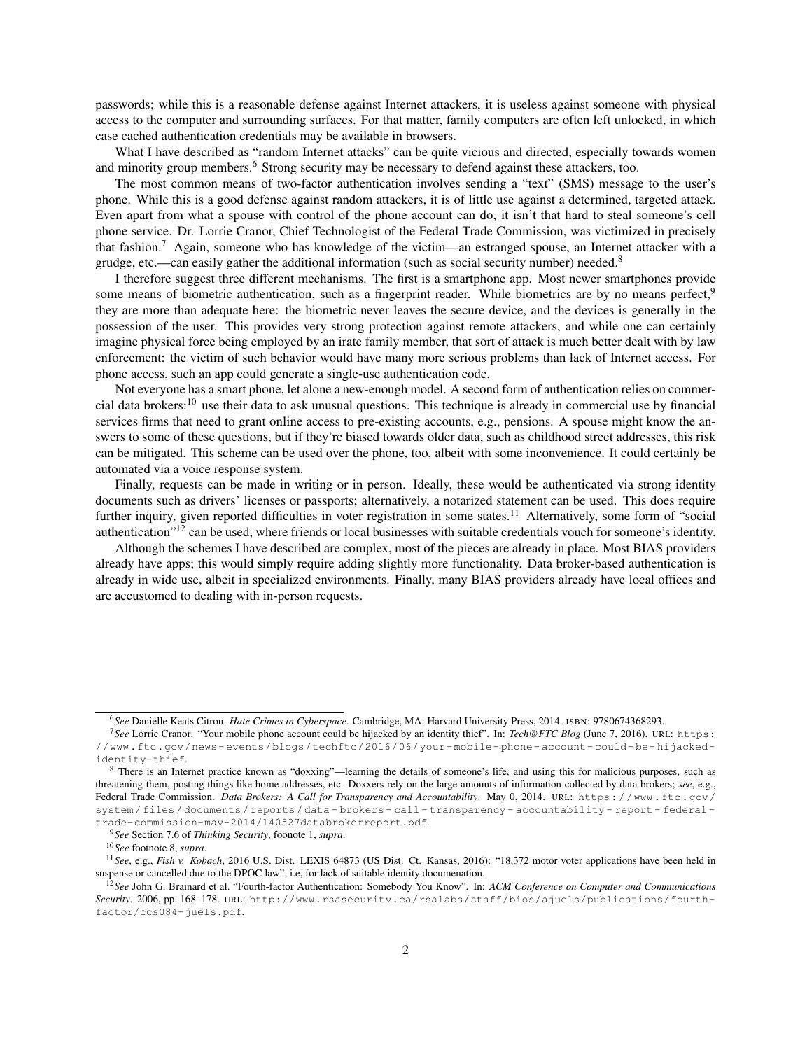passwords; while this is a reasonable defense against Internet attackers, it is useless against someone with physical access to the computer and surrounding surfaces. For that matter, family computers are often left unlocked, in which case cached authentication credentials may be available in browsers.

What I have described as "random Internet attacks" can be quite vicious and directed, especially towards women and minority group members.[6] Strong security may be necessary to defend against these attackers, too.

The most common means of two-factor authentication involves sending a "text" (SMS) message to the user's phone. While this is a good defense against random attackers, it is of little use against a determined, targeted attack. Even apart from what a spouse with control of the phone account can do, it isn't that hard to steal someone's cell phone service. Dr. Lorrie Cranor, Chief Technologist of the Federal Trade Commission, was victimized in precisely that fashion.[7] Again, someone who has knowledge of the victim—an estranged spouse, an Internet attacker with a grudge, etc.—can easily gather the additional information (such as social security number) needed.[8]

I therefore suggest three different mechanisms. The first is a smartphone app. Most newer smartphones provide some means of biometric authentication, such as a fingerprint reader. While biometrics are by no means perfect,[9] they are more than adequate here: the biometric never leaves the secure device, and the devices is generally in the possession of the user. This provides very strong protection against remote attackers, and while one can certainly imagine physical force being employed by an irate family member, that sort of attack is much better dealt with by law enforcement: the victim of such behavior would have many more serious problems than lack of Internet access. For phone access, such an app could generate a single-use authentication code.

Not everyone has a smart phone, let alone a new-enough model. A second form of authentication relies on commercial data brokers:[10] use their data to ask unusual questions. This technique is already in commercial use by financial services firms that need to grant online access to pre-existing accounts, e.g., pensions. A spouse might know the answers to some of these questions, but if they're biased towards older data, such as childhood street addresses, this risk can be mitigated. This scheme can be used over the phone, too, albeit with some inconvenience. It could certainly be automated via a voice response system.

Finally, requests can be made in writing or in person. Ideally, these would be authenticated via strong identity documents such as drivers' licenses or passports; alternatively, a notarized statement can be used. This does require further inquiry, given reported difficulties in voter registration in some states.[11] Alternatively, some form of "social authentication"[12] can be used, where friends or local businesses with suitable credentials vouch for someone's identity.

Although the schemes I have described are complex, most of the pieces are already in place. Most BIAS providers already have apps; this would simply require adding slightly more functionality. Data broker-based authentication is already in wide use, albeit in specialized environments. Finally, many BIAS providers already have local offices and are accustomed to dealing with in-person requests.

---

[6] *See* Danielle Keats Citron. *Hate Crimes in Cyberspace*. Cambridge, MA: Harvard University Press, 2014. ISBN: 9780674368293.

[7] *See* Lorrie Cranor. "Your mobile phone account could be hijacked by an identity thief". In: *Tech@FTC Blog* (June 7, 2016). URL: https://www.ftc.gov/news-events/blogs/techftc/2016/06/your-mobile-phone-account-could-be-hijacked-identity-thief.

[8] There is an Internet practice known as "doxxing"—learning the details of someone's life, and using this for malicious purposes, such as threatening them, posting things like home addresses, etc. Doxxers rely on the large amounts of information collected by data brokers; *see*, e.g., Federal Trade Commission. *Data Brokers: A Call for Transparency and Accountability*. May 0, 2014. URL: https://www.ftc.gov/system/files/documents/reports/data-brokers-call-transparency-accountability-report-federal-trade-commission-may-2014/140527databrokerreport.pdf.

[9] *See* Section 7.6 of *Thinking Security*, foonote 1, *supra*.

[10] *See* footnote 8, *supra*.

[11] *See*, e.g., *Fish v. Kobach*, 2016 U.S. Dist. LEXIS 64873 (US Dist. Ct. Kansas, 2016): "18,372 motor voter applications have been held in suspense or cancelled due to the DPOC law", i.e, for lack of suitable identity documenation.

[12] *See* John G. Brainard et al. "Fourth-factor Authentication: Somebody You Know". In: *ACM Conference on Computer and Communications Security*. 2006, pp. 168–178. URL: http://www.rsasecurity.ca/rsalabs/staff/bios/ajuels/publications/fourth-factor/ccs084-juels.pdf.